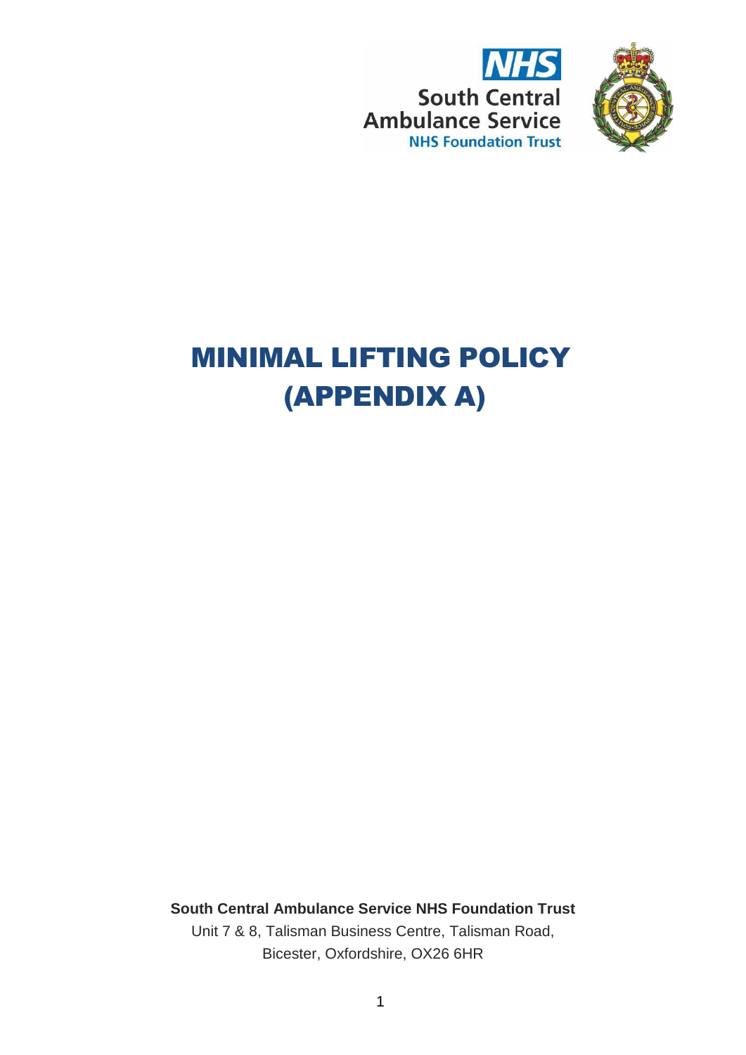NHS

South Central Ambulance Service

NHS Foundation Trust

# MINIMAL LIFTING POLICY (APPENDIX A)

**South Central Ambulance Service NHS Foundation Trust**

Unit 7 & 8, Talisman Business Centre, Talisman Road, Bicester, Oxfordshire, OX26 6HR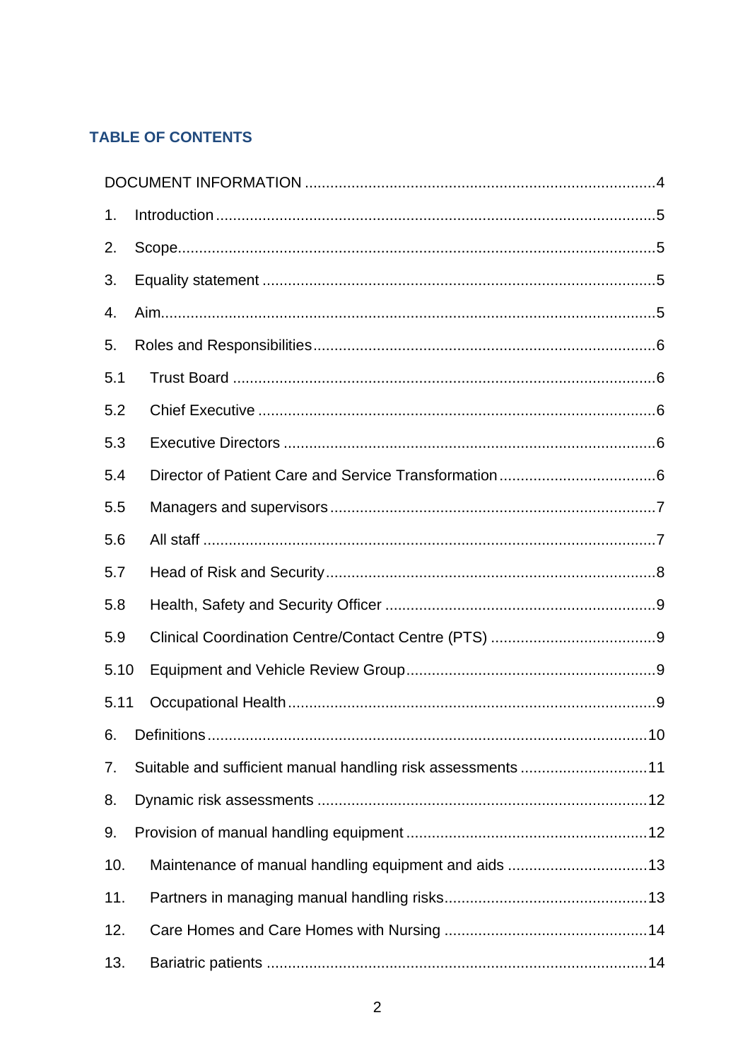## TABLE OF CONTENTS

DOCUMENT INFORMATION ....................................................................................4

1. Introduction ........................................................................................................5

2. Scope...................................................................................................................5

3. Equality statement ..............................................................................................5

4. Aim......................................................................................................................5

5. Roles and Responsibilities ..................................................................................6

5.1 Trust Board ........................................................................................................6

5.2 Chief Executive ..................................................................................................6

5.3 Executive Directors ............................................................................................6

5.4 Director of Patient Care and Service Transformation ........................................6

5.5 Managers and supervisors .................................................................................7

5.6 All staff ...............................................................................................................7

5.7 Head of Risk and Security ..................................................................................8

5.8 Health, Safety and Security Officer ....................................................................9

5.9 Clinical Coordination Centre/Contact Centre (PTS) ..........................................9

5.10 Equipment and Vehicle Review Group ..............................................................9

5.11 Occupational Health ...........................................................................................9

6. Definitions .........................................................................................................10

7. Suitable and sufficient manual handling risk assessments ..............................11

8. Dynamic risk assessments ...............................................................................12

9. Provision of manual handling equipment .........................................................12

10. Maintenance of manual handling equipment and aids ....................................13

11. Partners in managing manual handling risks ...................................................13

12. Care Homes and Care Homes with Nursing ....................................................14

13. Bariatric patients ..............................................................................................14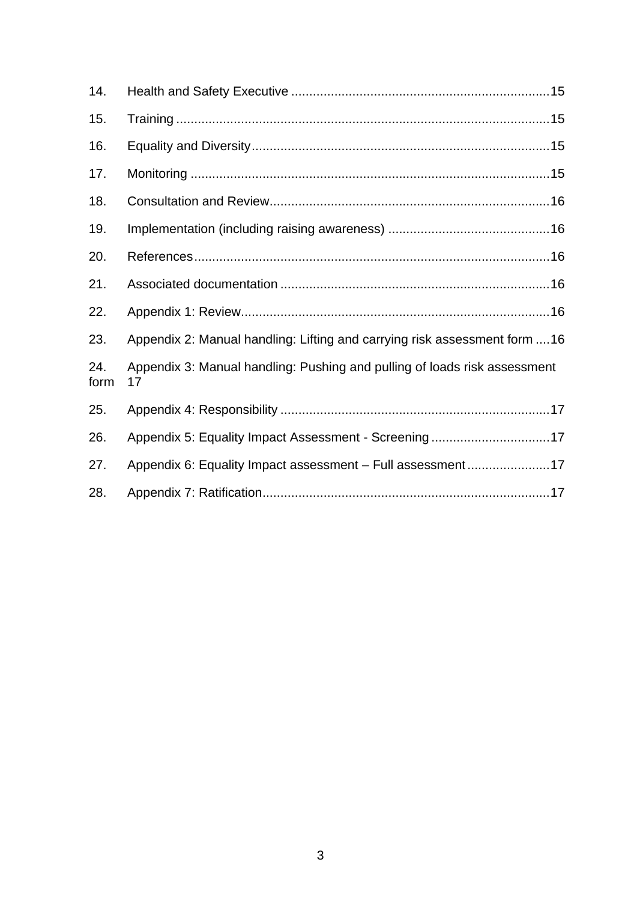14. Health and Safety Executive .......................................................................15

15. Training .......................................................................................................15

16. Equality and Diversity..................................................................................15

17. Monitoring ...................................................................................................15

18. Consultation and Review.............................................................................16

19. Implementation (including raising awareness) .............................................16

20. References..................................................................................................16

21. Associated documentation ..........................................................................16

22. Appendix 1: Review.....................................................................................16

23. Appendix 2: Manual handling: Lifting and carrying risk assessment form ....16

24. Appendix 3: Manual handling: Pushing and pulling of loads risk assessment form 17

25. Appendix 4: Responsibility ..........................................................................17

26. Appendix 5: Equality Impact Assessment - Screening .................................17

27. Appendix 6: Equality Impact assessment – Full assessment .......................17

28. Appendix 7: Ratification................................................................................17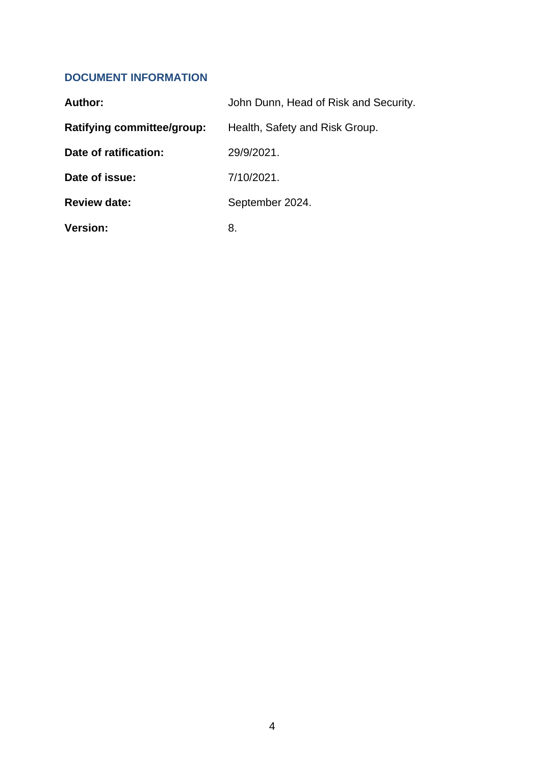## DOCUMENT INFORMATION

| | |
|---|---|
| **Author:** | John Dunn, Head of Risk and Security. |
| **Ratifying committee/group:** | Health, Safety and Risk Group. |
| **Date of ratification:** | 29/9/2021. |
| **Date of issue:** | 7/10/2021. |
| **Review date:** | September 2024. |
| **Version:** | 8. |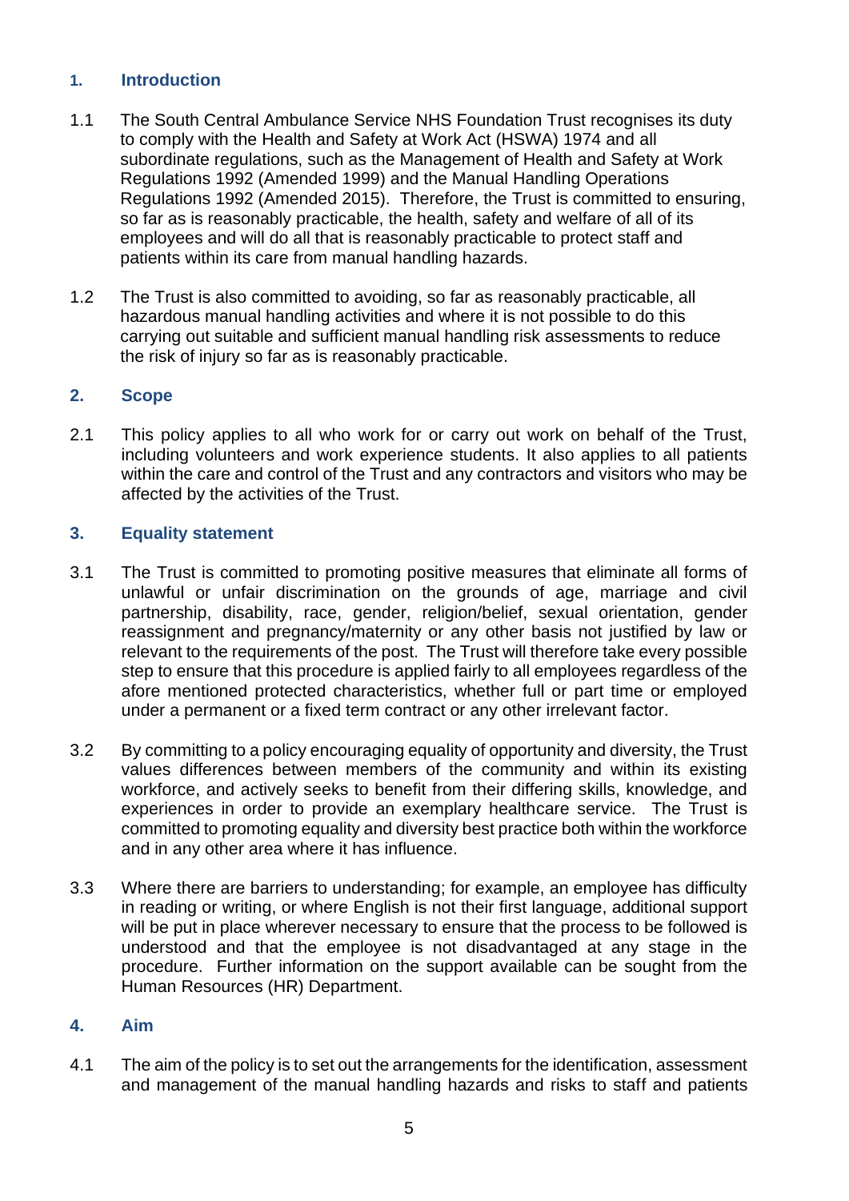## 1. Introduction

1.1 The South Central Ambulance Service NHS Foundation Trust recognises its duty to comply with the Health and Safety at Work Act (HSWA) 1974 and all subordinate regulations, such as the Management of Health and Safety at Work Regulations 1992 (Amended 1999) and the Manual Handling Operations Regulations 1992 (Amended 2015). Therefore, the Trust is committed to ensuring, so far as is reasonably practicable, the health, safety and welfare of all of its employees and will do all that is reasonably practicable to protect staff and patients within its care from manual handling hazards.

1.2 The Trust is also committed to avoiding, so far as reasonably practicable, all hazardous manual handling activities and where it is not possible to do this carrying out suitable and sufficient manual handling risk assessments to reduce the risk of injury so far as is reasonably practicable.

## 2. Scope

2.1 This policy applies to all who work for or carry out work on behalf of the Trust, including volunteers and work experience students. It also applies to all patients within the care and control of the Trust and any contractors and visitors who may be affected by the activities of the Trust.

## 3. Equality statement

3.1 The Trust is committed to promoting positive measures that eliminate all forms of unlawful or unfair discrimination on the grounds of age, marriage and civil partnership, disability, race, gender, religion/belief, sexual orientation, gender reassignment and pregnancy/maternity or any other basis not justified by law or relevant to the requirements of the post. The Trust will therefore take every possible step to ensure that this procedure is applied fairly to all employees regardless of the afore mentioned protected characteristics, whether full or part time or employed under a permanent or a fixed term contract or any other irrelevant factor.

3.2 By committing to a policy encouraging equality of opportunity and diversity, the Trust values differences between members of the community and within its existing workforce, and actively seeks to benefit from their differing skills, knowledge, and experiences in order to provide an exemplary healthcare service. The Trust is committed to promoting equality and diversity best practice both within the workforce and in any other area where it has influence.

3.3 Where there are barriers to understanding; for example, an employee has difficulty in reading or writing, or where English is not their first language, additional support will be put in place wherever necessary to ensure that the process to be followed is understood and that the employee is not disadvantaged at any stage in the procedure. Further information on the support available can be sought from the Human Resources (HR) Department.

## 4. Aim

4.1 The aim of the policy is to set out the arrangements for the identification, assessment and management of the manual handling hazards and risks to staff and patients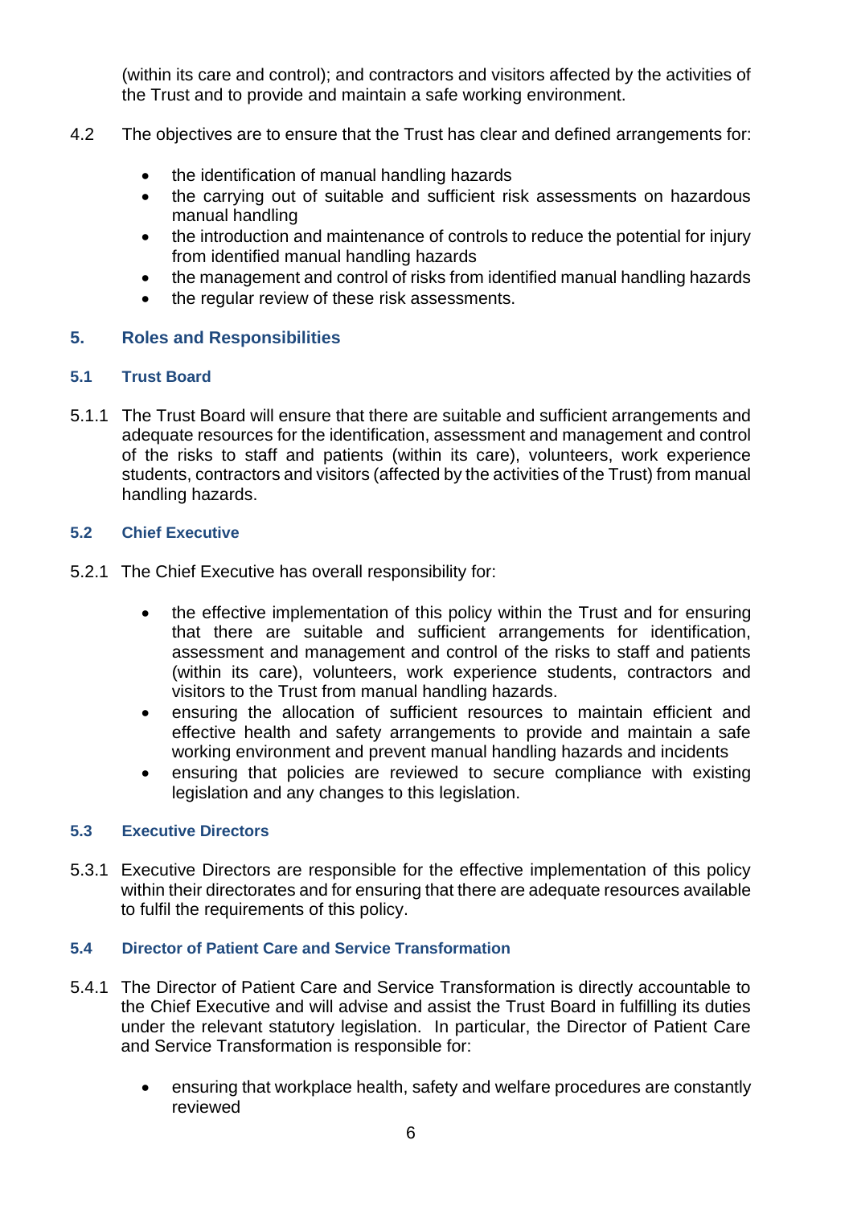(within its care and control); and contractors and visitors affected by the activities of the Trust and to provide and maintain a safe working environment.

4.2 The objectives are to ensure that the Trust has clear and defined arrangements for:

- the identification of manual handling hazards
- the carrying out of suitable and sufficient risk assessments on hazardous manual handling
- the introduction and maintenance of controls to reduce the potential for injury from identified manual handling hazards
- the management and control of risks from identified manual handling hazards
- the regular review of these risk assessments.

## 5. Roles and Responsibilities

### 5.1 Trust Board

5.1.1 The Trust Board will ensure that there are suitable and sufficient arrangements and adequate resources for the identification, assessment and management and control of the risks to staff and patients (within its care), volunteers, work experience students, contractors and visitors (affected by the activities of the Trust) from manual handling hazards.

### 5.2 Chief Executive

5.2.1 The Chief Executive has overall responsibility for:

- the effective implementation of this policy within the Trust and for ensuring that there are suitable and sufficient arrangements for identification, assessment and management and control of the risks to staff and patients (within its care), volunteers, work experience students, contractors and visitors to the Trust from manual handling hazards.
- ensuring the allocation of sufficient resources to maintain efficient and effective health and safety arrangements to provide and maintain a safe working environment and prevent manual handling hazards and incidents
- ensuring that policies are reviewed to secure compliance with existing legislation and any changes to this legislation.

### 5.3 Executive Directors

5.3.1 Executive Directors are responsible for the effective implementation of this policy within their directorates and for ensuring that there are adequate resources available to fulfil the requirements of this policy.

### 5.4 Director of Patient Care and Service Transformation

5.4.1 The Director of Patient Care and Service Transformation is directly accountable to the Chief Executive and will advise and assist the Trust Board in fulfilling its duties under the relevant statutory legislation. In particular, the Director of Patient Care and Service Transformation is responsible for:

- ensuring that workplace health, safety and welfare procedures are constantly reviewed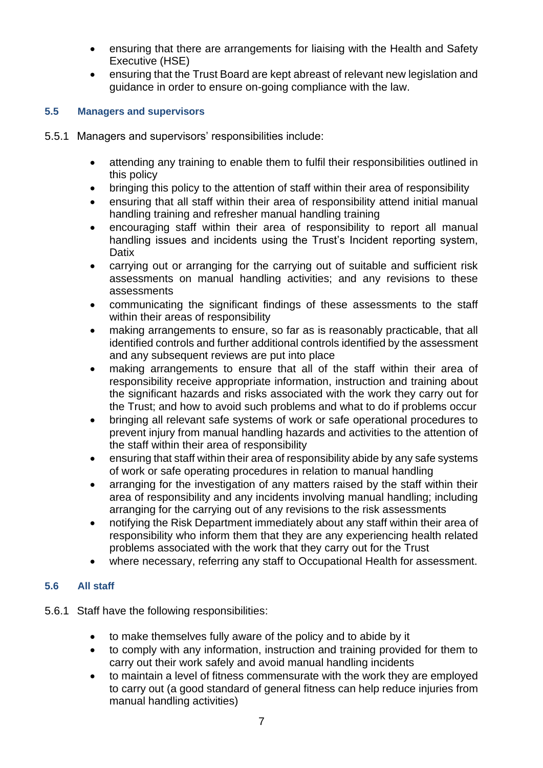- ensuring that there are arrangements for liaising with the Health and Safety Executive (HSE)
- ensuring that the Trust Board are kept abreast of relevant new legislation and guidance in order to ensure on-going compliance with the law.

### 5.5 Managers and supervisors

5.5.1 Managers and supervisors' responsibilities include:

- attending any training to enable them to fulfil their responsibilities outlined in this policy
- bringing this policy to the attention of staff within their area of responsibility
- ensuring that all staff within their area of responsibility attend initial manual handling training and refresher manual handling training
- encouraging staff within their area of responsibility to report all manual handling issues and incidents using the Trust's Incident reporting system, Datix
- carrying out or arranging for the carrying out of suitable and sufficient risk assessments on manual handling activities; and any revisions to these assessments
- communicating the significant findings of these assessments to the staff within their areas of responsibility
- making arrangements to ensure, so far as is reasonably practicable, that all identified controls and further additional controls identified by the assessment and any subsequent reviews are put into place
- making arrangements to ensure that all of the staff within their area of responsibility receive appropriate information, instruction and training about the significant hazards and risks associated with the work they carry out for the Trust; and how to avoid such problems and what to do if problems occur
- bringing all relevant safe systems of work or safe operational procedures to prevent injury from manual handling hazards and activities to the attention of the staff within their area of responsibility
- ensuring that staff within their area of responsibility abide by any safe systems of work or safe operating procedures in relation to manual handling
- arranging for the investigation of any matters raised by the staff within their area of responsibility and any incidents involving manual handling; including arranging for the carrying out of any revisions to the risk assessments
- notifying the Risk Department immediately about any staff within their area of responsibility who inform them that they are any experiencing health related problems associated with the work that they carry out for the Trust
- where necessary, referring any staff to Occupational Health for assessment.

### 5.6 All staff

5.6.1 Staff have the following responsibilities:

- to make themselves fully aware of the policy and to abide by it
- to comply with any information, instruction and training provided for them to carry out their work safely and avoid manual handling incidents
- to maintain a level of fitness commensurate with the work they are employed to carry out (a good standard of general fitness can help reduce injuries from manual handling activities)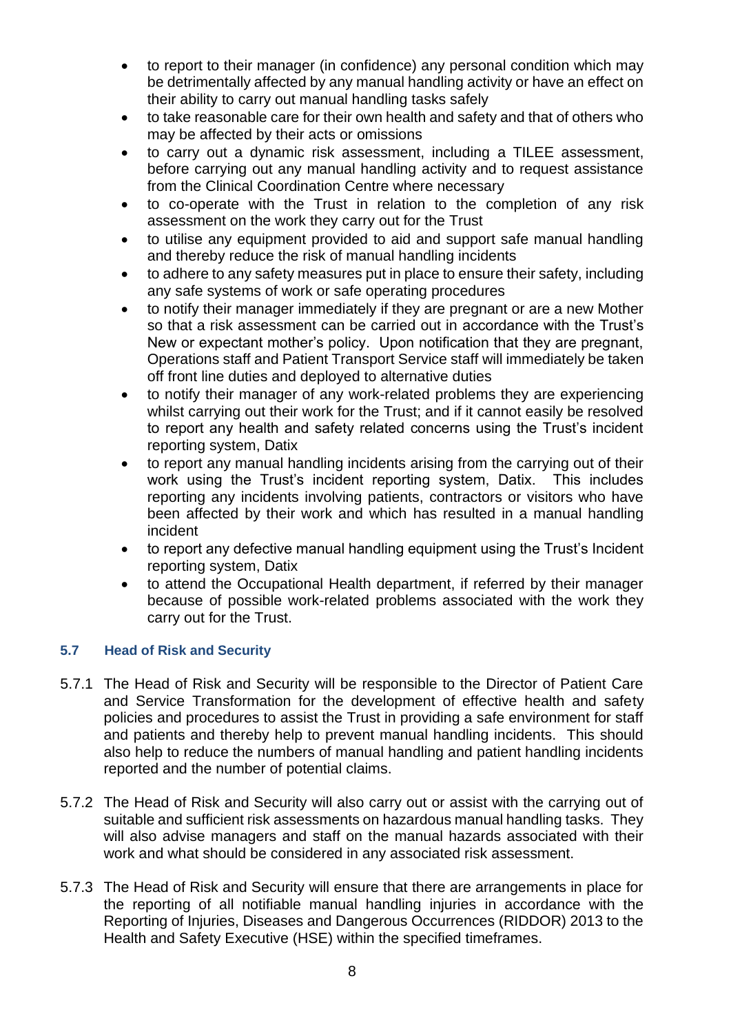- to report to their manager (in confidence) any personal condition which may be detrimentally affected by any manual handling activity or have an effect on their ability to carry out manual handling tasks safely
- to take reasonable care for their own health and safety and that of others who may be affected by their acts or omissions
- to carry out a dynamic risk assessment, including a TILEE assessment, before carrying out any manual handling activity and to request assistance from the Clinical Coordination Centre where necessary
- to co-operate with the Trust in relation to the completion of any risk assessment on the work they carry out for the Trust
- to utilise any equipment provided to aid and support safe manual handling and thereby reduce the risk of manual handling incidents
- to adhere to any safety measures put in place to ensure their safety, including any safe systems of work or safe operating procedures
- to notify their manager immediately if they are pregnant or are a new Mother so that a risk assessment can be carried out in accordance with the Trust's New or expectant mother's policy. Upon notification that they are pregnant, Operations staff and Patient Transport Service staff will immediately be taken off front line duties and deployed to alternative duties
- to notify their manager of any work-related problems they are experiencing whilst carrying out their work for the Trust; and if it cannot easily be resolved to report any health and safety related concerns using the Trust's incident reporting system, Datix
- to report any manual handling incidents arising from the carrying out of their work using the Trust's incident reporting system, Datix. This includes reporting any incidents involving patients, contractors or visitors who have been affected by their work and which has resulted in a manual handling incident
- to report any defective manual handling equipment using the Trust's Incident reporting system, Datix
- to attend the Occupational Health department, if referred by their manager because of possible work-related problems associated with the work they carry out for the Trust.

### 5.7 Head of Risk and Security

5.7.1 The Head of Risk and Security will be responsible to the Director of Patient Care and Service Transformation for the development of effective health and safety policies and procedures to assist the Trust in providing a safe environment for staff and patients and thereby help to prevent manual handling incidents. This should also help to reduce the numbers of manual handling and patient handling incidents reported and the number of potential claims.

5.7.2 The Head of Risk and Security will also carry out or assist with the carrying out of suitable and sufficient risk assessments on hazardous manual handling tasks. They will also advise managers and staff on the manual hazards associated with their work and what should be considered in any associated risk assessment.

5.7.3 The Head of Risk and Security will ensure that there are arrangements in place for the reporting of all notifiable manual handling injuries in accordance with the Reporting of Injuries, Diseases and Dangerous Occurrences (RIDDOR) 2013 to the Health and Safety Executive (HSE) within the specified timeframes.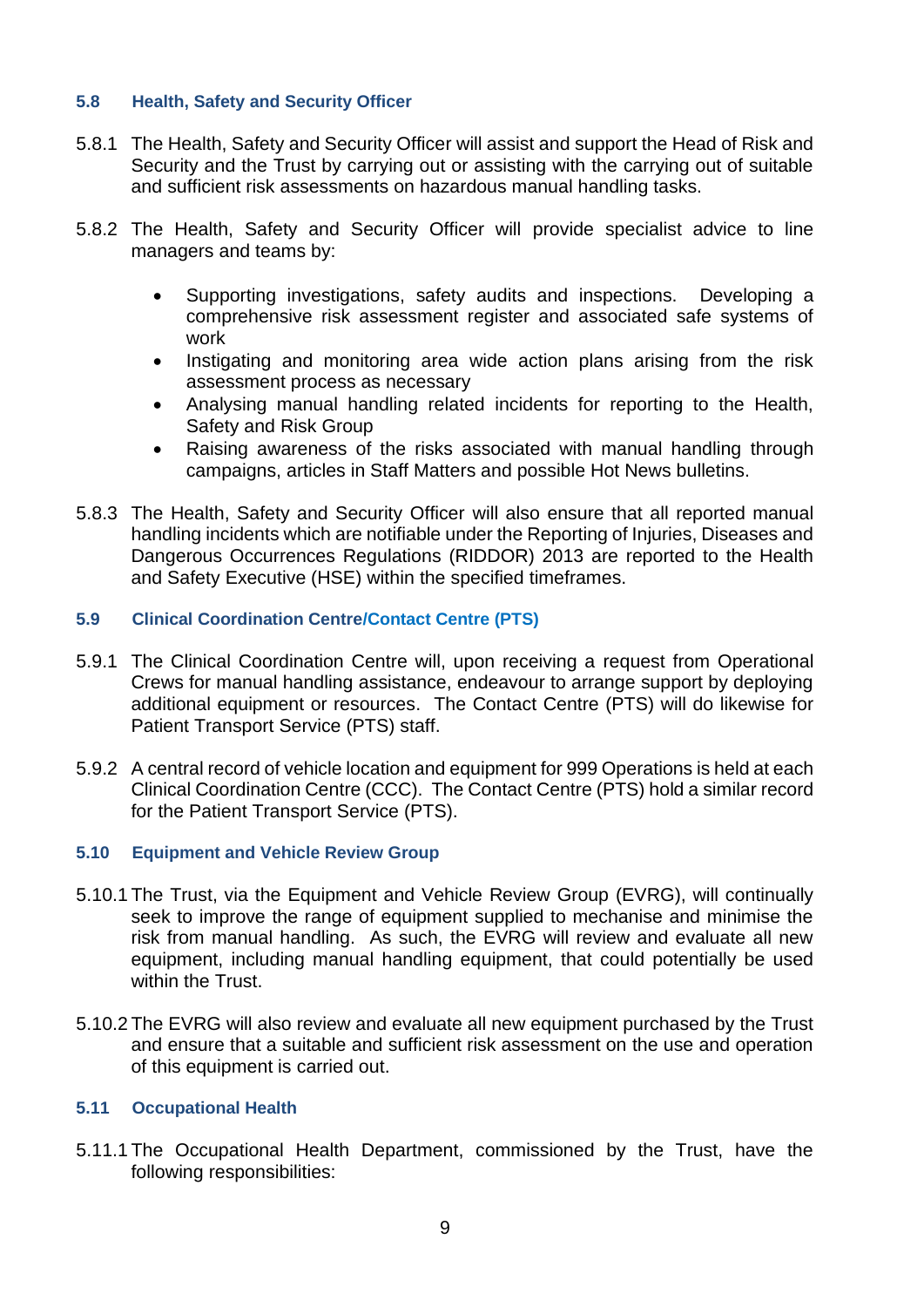### 5.8 Health, Safety and Security Officer

5.8.1 The Health, Safety and Security Officer will assist and support the Head of Risk and Security and the Trust by carrying out or assisting with the carrying out of suitable and sufficient risk assessments on hazardous manual handling tasks.

5.8.2 The Health, Safety and Security Officer will provide specialist advice to line managers and teams by:

- Supporting investigations, safety audits and inspections. Developing a comprehensive risk assessment register and associated safe systems of work
- Instigating and monitoring area wide action plans arising from the risk assessment process as necessary
- Analysing manual handling related incidents for reporting to the Health, Safety and Risk Group
- Raising awareness of the risks associated with manual handling through campaigns, articles in Staff Matters and possible Hot News bulletins.

5.8.3 The Health, Safety and Security Officer will also ensure that all reported manual handling incidents which are notifiable under the Reporting of Injuries, Diseases and Dangerous Occurrences Regulations (RIDDOR) 2013 are reported to the Health and Safety Executive (HSE) within the specified timeframes.

### 5.9 Clinical Coordination Centre/Contact Centre (PTS)

5.9.1 The Clinical Coordination Centre will, upon receiving a request from Operational Crews for manual handling assistance, endeavour to arrange support by deploying additional equipment or resources. The Contact Centre (PTS) will do likewise for Patient Transport Service (PTS) staff.

5.9.2 A central record of vehicle location and equipment for 999 Operations is held at each Clinical Coordination Centre (CCC). The Contact Centre (PTS) hold a similar record for the Patient Transport Service (PTS).

### 5.10 Equipment and Vehicle Review Group

5.10.1 The Trust, via the Equipment and Vehicle Review Group (EVRG), will continually seek to improve the range of equipment supplied to mechanise and minimise the risk from manual handling. As such, the EVRG will review and evaluate all new equipment, including manual handling equipment, that could potentially be used within the Trust.

5.10.2 The EVRG will also review and evaluate all new equipment purchased by the Trust and ensure that a suitable and sufficient risk assessment on the use and operation of this equipment is carried out.

### 5.11 Occupational Health

5.11.1 The Occupational Health Department, commissioned by the Trust, have the following responsibilities: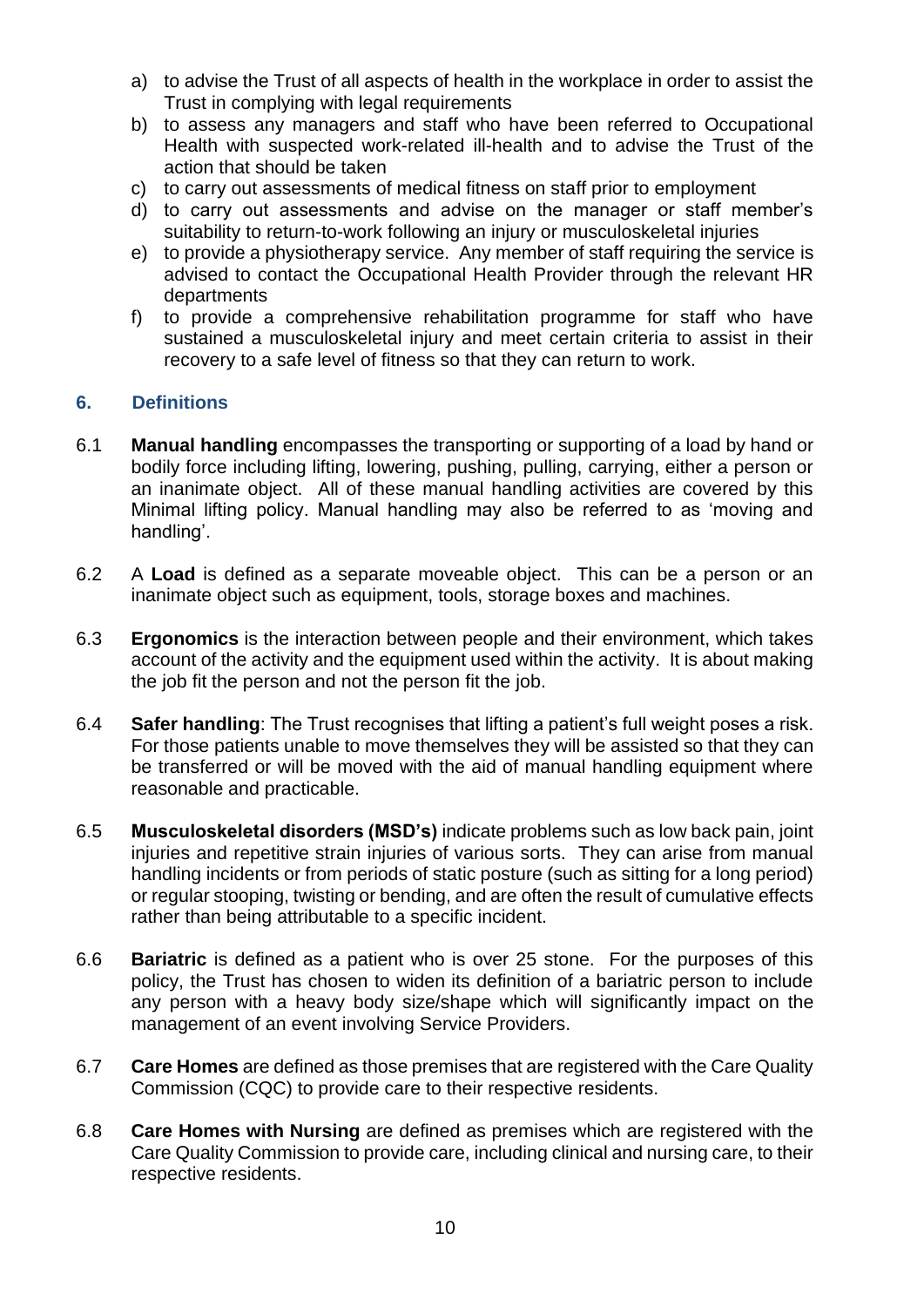a) to advise the Trust of all aspects of health in the workplace in order to assist the Trust in complying with legal requirements
b) to assess any managers and staff who have been referred to Occupational Health with suspected work-related ill-health and to advise the Trust of the action that should be taken
c) to carry out assessments of medical fitness on staff prior to employment
d) to carry out assessments and advise on the manager or staff member's suitability to return-to-work following an injury or musculoskeletal injuries
e) to provide a physiotherapy service. Any member of staff requiring the service is advised to contact the Occupational Health Provider through the relevant HR departments
f) to provide a comprehensive rehabilitation programme for staff who have sustained a musculoskeletal injury and meet certain criteria to assist in their recovery to a safe level of fitness so that they can return to work.

## 6. Definitions

6.1 **Manual handling** encompasses the transporting or supporting of a load by hand or bodily force including lifting, lowering, pushing, pulling, carrying, either a person or an inanimate object. All of these manual handling activities are covered by this Minimal lifting policy. Manual handling may also be referred to as 'moving and handling'.

6.2 A **Load** is defined as a separate moveable object. This can be a person or an inanimate object such as equipment, tools, storage boxes and machines.

6.3 **Ergonomics** is the interaction between people and their environment, which takes account of the activity and the equipment used within the activity. It is about making the job fit the person and not the person fit the job.

6.4 **Safer handling**: The Trust recognises that lifting a patient's full weight poses a risk. For those patients unable to move themselves they will be assisted so that they can be transferred or will be moved with the aid of manual handling equipment where reasonable and practicable.

6.5 **Musculoskeletal disorders (MSD's)** indicate problems such as low back pain, joint injuries and repetitive strain injuries of various sorts. They can arise from manual handling incidents or from periods of static posture (such as sitting for a long period) or regular stooping, twisting or bending, and are often the result of cumulative effects rather than being attributable to a specific incident.

6.6 **Bariatric** is defined as a patient who is over 25 stone. For the purposes of this policy, the Trust has chosen to widen its definition of a bariatric person to include any person with a heavy body size/shape which will significantly impact on the management of an event involving Service Providers.

6.7 **Care Homes** are defined as those premises that are registered with the Care Quality Commission (CQC) to provide care to their respective residents.

6.8 **Care Homes with Nursing** are defined as premises which are registered with the Care Quality Commission to provide care, including clinical and nursing care, to their respective residents.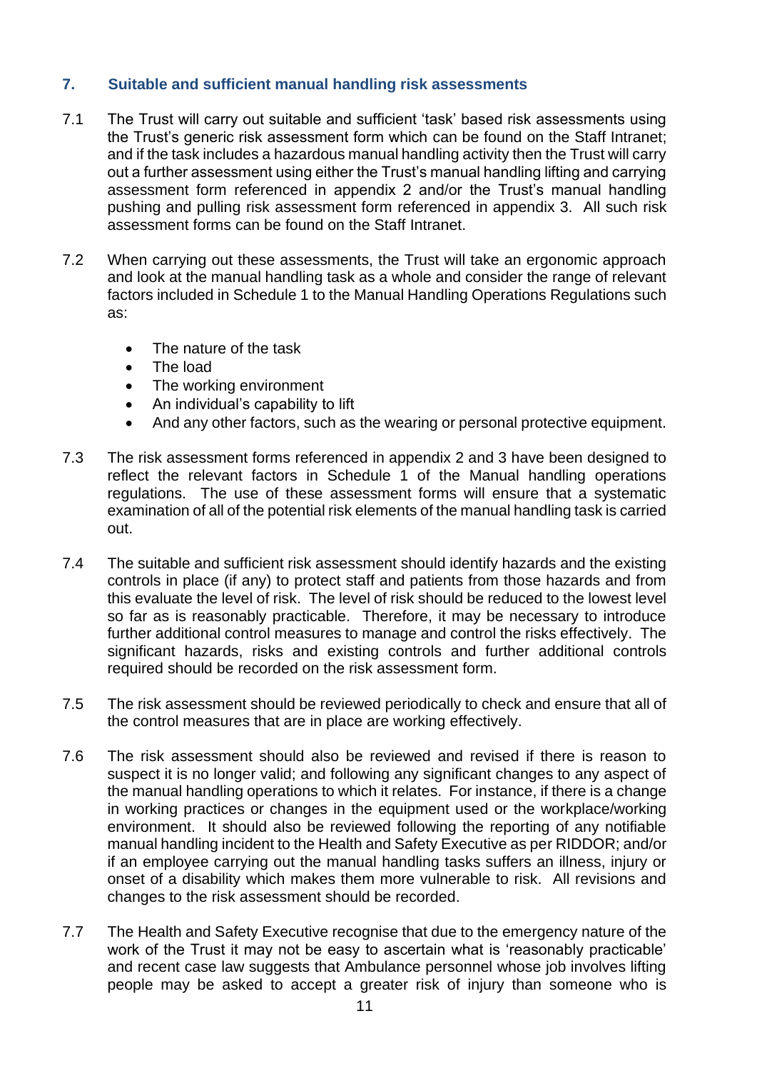## 7. Suitable and sufficient manual handling risk assessments

7.1 The Trust will carry out suitable and sufficient 'task' based risk assessments using the Trust's generic risk assessment form which can be found on the Staff Intranet; and if the task includes a hazardous manual handling activity then the Trust will carry out a further assessment using either the Trust's manual handling lifting and carrying assessment form referenced in appendix 2 and/or the Trust's manual handling pushing and pulling risk assessment form referenced in appendix 3. All such risk assessment forms can be found on the Staff Intranet.

7.2 When carrying out these assessments, the Trust will take an ergonomic approach and look at the manual handling task as a whole and consider the range of relevant factors included in Schedule 1 to the Manual Handling Operations Regulations such as:

- The nature of the task
- The load
- The working environment
- An individual's capability to lift
- And any other factors, such as the wearing or personal protective equipment.

7.3 The risk assessment forms referenced in appendix 2 and 3 have been designed to reflect the relevant factors in Schedule 1 of the Manual handling operations regulations. The use of these assessment forms will ensure that a systematic examination of all of the potential risk elements of the manual handling task is carried out.

7.4 The suitable and sufficient risk assessment should identify hazards and the existing controls in place (if any) to protect staff and patients from those hazards and from this evaluate the level of risk. The level of risk should be reduced to the lowest level so far as is reasonably practicable. Therefore, it may be necessary to introduce further additional control measures to manage and control the risks effectively. The significant hazards, risks and existing controls and further additional controls required should be recorded on the risk assessment form.

7.5 The risk assessment should be reviewed periodically to check and ensure that all of the control measures that are in place are working effectively.

7.6 The risk assessment should also be reviewed and revised if there is reason to suspect it is no longer valid; and following any significant changes to any aspect of the manual handling operations to which it relates. For instance, if there is a change in working practices or changes in the equipment used or the workplace/working environment. It should also be reviewed following the reporting of any notifiable manual handling incident to the Health and Safety Executive as per RIDDOR; and/or if an employee carrying out the manual handling tasks suffers an illness, injury or onset of a disability which makes them more vulnerable to risk. All revisions and changes to the risk assessment should be recorded.

7.7 The Health and Safety Executive recognise that due to the emergency nature of the work of the Trust it may not be easy to ascertain what is 'reasonably practicable' and recent case law suggests that Ambulance personnel whose job involves lifting people may be asked to accept a greater risk of injury than someone who is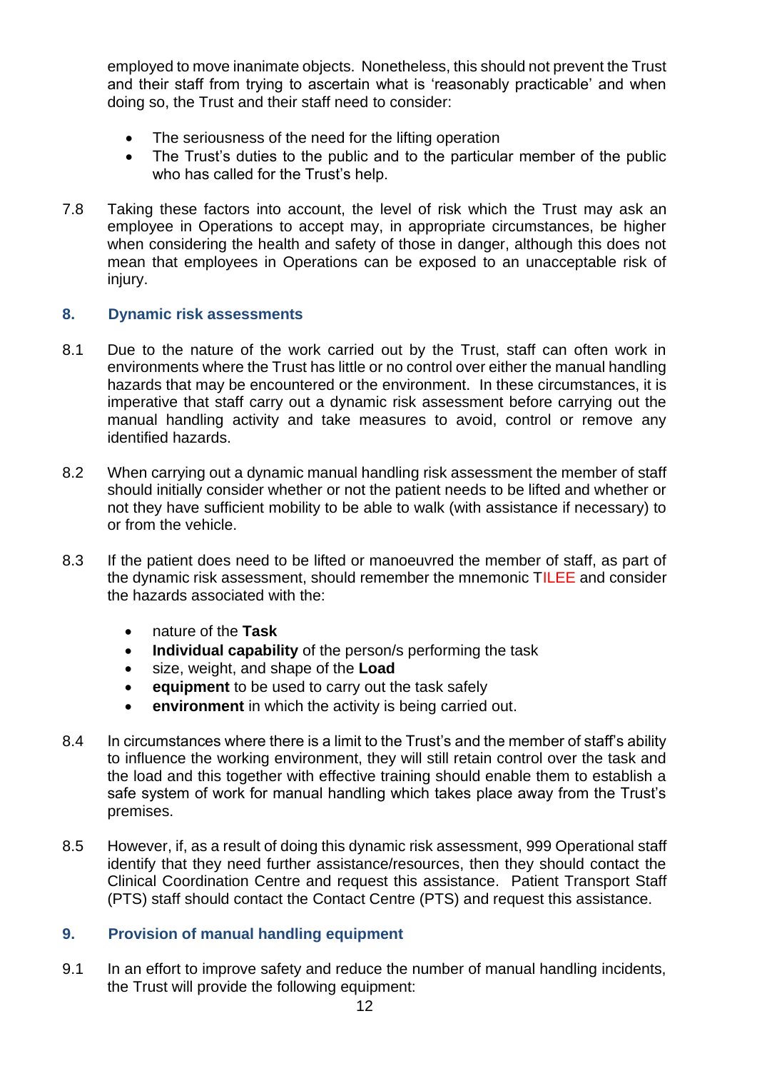employed to move inanimate objects. Nonetheless, this should not prevent the Trust and their staff from trying to ascertain what is 'reasonably practicable' and when doing so, the Trust and their staff need to consider:

- The seriousness of the need for the lifting operation
- The Trust's duties to the public and to the particular member of the public who has called for the Trust's help.

7.8 Taking these factors into account, the level of risk which the Trust may ask an employee in Operations to accept may, in appropriate circumstances, be higher when considering the health and safety of those in danger, although this does not mean that employees in Operations can be exposed to an unacceptable risk of injury.

## 8. Dynamic risk assessments

8.1 Due to the nature of the work carried out by the Trust, staff can often work in environments where the Trust has little or no control over either the manual handling hazards that may be encountered or the environment. In these circumstances, it is imperative that staff carry out a dynamic risk assessment before carrying out the manual handling activity and take measures to avoid, control or remove any identified hazards.

8.2 When carrying out a dynamic manual handling risk assessment the member of staff should initially consider whether or not the patient needs to be lifted and whether or not they have sufficient mobility to be able to walk (with assistance if necessary) to or from the vehicle.

8.3 If the patient does need to be lifted or manoeuvred the member of staff, as part of the dynamic risk assessment, should remember the mnemonic TILEE and consider the hazards associated with the:

- nature of the **Task**
- **Individual capability** of the person/s performing the task
- size, weight, and shape of the **Load**
- **equipment** to be used to carry out the task safely
- **environment** in which the activity is being carried out.

8.4 In circumstances where there is a limit to the Trust's and the member of staff's ability to influence the working environment, they will still retain control over the task and the load and this together with effective training should enable them to establish a safe system of work for manual handling which takes place away from the Trust's premises.

8.5 However, if, as a result of doing this dynamic risk assessment, 999 Operational staff identify that they need further assistance/resources, then they should contact the Clinical Coordination Centre and request this assistance. Patient Transport Staff (PTS) staff should contact the Contact Centre (PTS) and request this assistance.

## 9. Provision of manual handling equipment

9.1 In an effort to improve safety and reduce the number of manual handling incidents, the Trust will provide the following equipment: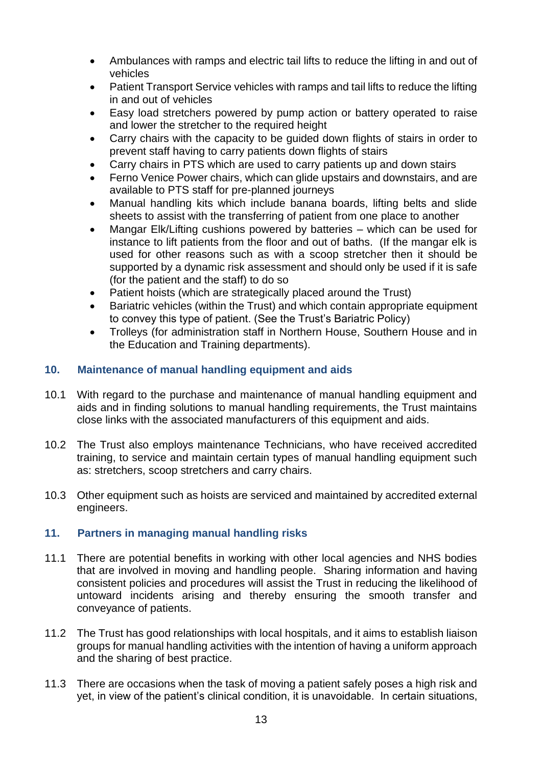- Ambulances with ramps and electric tail lifts to reduce the lifting in and out of vehicles
- Patient Transport Service vehicles with ramps and tail lifts to reduce the lifting in and out of vehicles
- Easy load stretchers powered by pump action or battery operated to raise and lower the stretcher to the required height
- Carry chairs with the capacity to be guided down flights of stairs in order to prevent staff having to carry patients down flights of stairs
- Carry chairs in PTS which are used to carry patients up and down stairs
- Ferno Venice Power chairs, which can glide upstairs and downstairs, and are available to PTS staff for pre-planned journeys
- Manual handling kits which include banana boards, lifting belts and slide sheets to assist with the transferring of patient from one place to another
- Mangar Elk/Lifting cushions powered by batteries – which can be used for instance to lift patients from the floor and out of baths. (If the mangar elk is used for other reasons such as with a scoop stretcher then it should be supported by a dynamic risk assessment and should only be used if it is safe (for the patient and the staff) to do so
- Patient hoists (which are strategically placed around the Trust)
- Bariatric vehicles (within the Trust) and which contain appropriate equipment to convey this type of patient. (See the Trust's Bariatric Policy)
- Trolleys (for administration staff in Northern House, Southern House and in the Education and Training departments).

## 10. Maintenance of manual handling equipment and aids

10.1 With regard to the purchase and maintenance of manual handling equipment and aids and in finding solutions to manual handling requirements, the Trust maintains close links with the associated manufacturers of this equipment and aids.

10.2 The Trust also employs maintenance Technicians, who have received accredited training, to service and maintain certain types of manual handling equipment such as: stretchers, scoop stretchers and carry chairs.

10.3 Other equipment such as hoists are serviced and maintained by accredited external engineers.

## 11. Partners in managing manual handling risks

11.1 There are potential benefits in working with other local agencies and NHS bodies that are involved in moving and handling people. Sharing information and having consistent policies and procedures will assist the Trust in reducing the likelihood of untoward incidents arising and thereby ensuring the smooth transfer and conveyance of patients.

11.2 The Trust has good relationships with local hospitals, and it aims to establish liaison groups for manual handling activities with the intention of having a uniform approach and the sharing of best practice.

11.3 There are occasions when the task of moving a patient safely poses a high risk and yet, in view of the patient's clinical condition, it is unavoidable. In certain situations,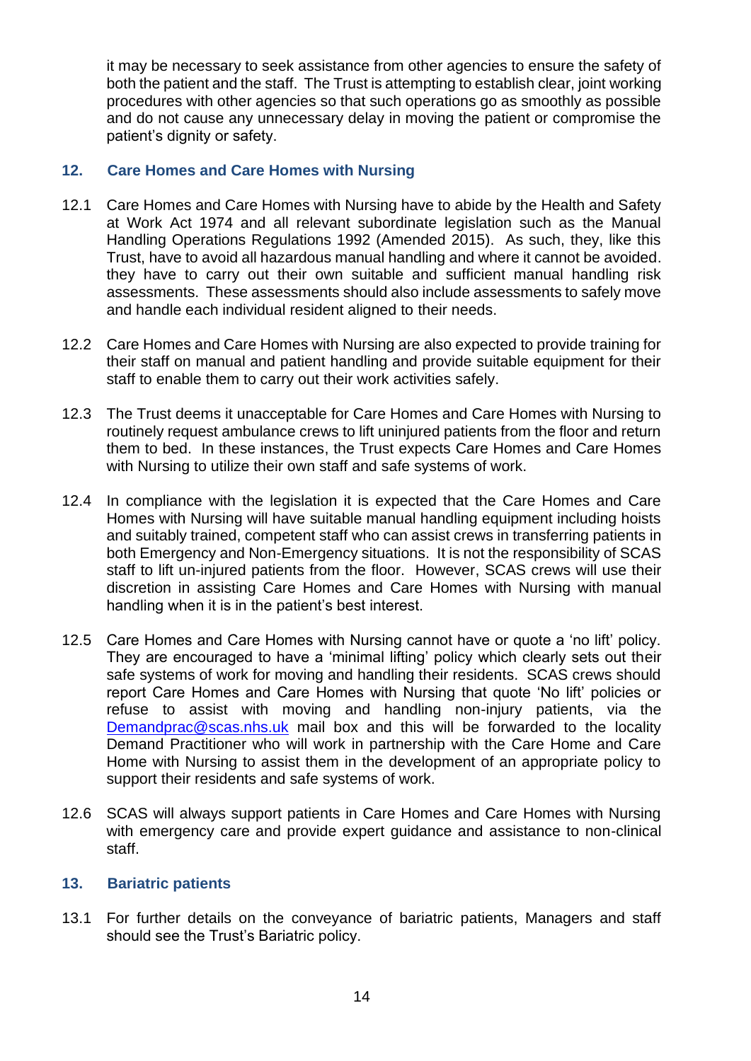it may be necessary to seek assistance from other agencies to ensure the safety of both the patient and the staff. The Trust is attempting to establish clear, joint working procedures with other agencies so that such operations go as smoothly as possible and do not cause any unnecessary delay in moving the patient or compromise the patient's dignity or safety.

## 12. Care Homes and Care Homes with Nursing

12.1 Care Homes and Care Homes with Nursing have to abide by the Health and Safety at Work Act 1974 and all relevant subordinate legislation such as the Manual Handling Operations Regulations 1992 (Amended 2015). As such, they, like this Trust, have to avoid all hazardous manual handling and where it cannot be avoided. they have to carry out their own suitable and sufficient manual handling risk assessments. These assessments should also include assessments to safely move and handle each individual resident aligned to their needs.

12.2 Care Homes and Care Homes with Nursing are also expected to provide training for their staff on manual and patient handling and provide suitable equipment for their staff to enable them to carry out their work activities safely.

12.3 The Trust deems it unacceptable for Care Homes and Care Homes with Nursing to routinely request ambulance crews to lift uninjured patients from the floor and return them to bed. In these instances, the Trust expects Care Homes and Care Homes with Nursing to utilize their own staff and safe systems of work.

12.4 In compliance with the legislation it is expected that the Care Homes and Care Homes with Nursing will have suitable manual handling equipment including hoists and suitably trained, competent staff who can assist crews in transferring patients in both Emergency and Non-Emergency situations. It is not the responsibility of SCAS staff to lift un-injured patients from the floor. However, SCAS crews will use their discretion in assisting Care Homes and Care Homes with Nursing with manual handling when it is in the patient's best interest.

12.5 Care Homes and Care Homes with Nursing cannot have or quote a 'no lift' policy. They are encouraged to have a 'minimal lifting' policy which clearly sets out their safe systems of work for moving and handling their residents. SCAS crews should report Care Homes and Care Homes with Nursing that quote 'No lift' policies or refuse to assist with moving and handling non-injury patients, via the Demandprac@scas.nhs.uk mail box and this will be forwarded to the locality Demand Practitioner who will work in partnership with the Care Home and Care Home with Nursing to assist them in the development of an appropriate policy to support their residents and safe systems of work.

12.6 SCAS will always support patients in Care Homes and Care Homes with Nursing with emergency care and provide expert guidance and assistance to non-clinical staff.

## 13. Bariatric patients

13.1 For further details on the conveyance of bariatric patients, Managers and staff should see the Trust's Bariatric policy.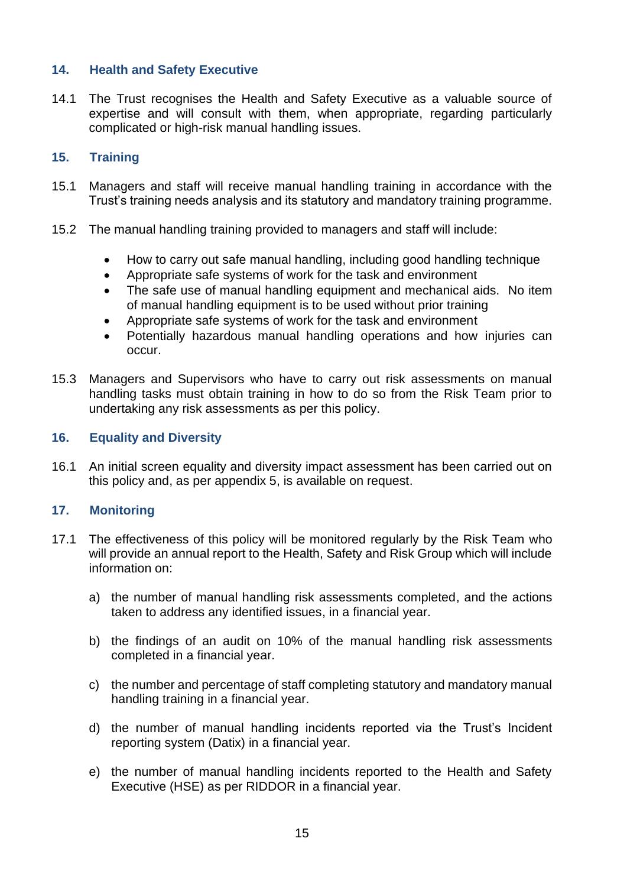## 14. Health and Safety Executive

14.1 The Trust recognises the Health and Safety Executive as a valuable source of expertise and will consult with them, when appropriate, regarding particularly complicated or high-risk manual handling issues.

## 15. Training

15.1 Managers and staff will receive manual handling training in accordance with the Trust's training needs analysis and its statutory and mandatory training programme.

15.2 The manual handling training provided to managers and staff will include:

- How to carry out safe manual handling, including good handling technique
- Appropriate safe systems of work for the task and environment
- The safe use of manual handling equipment and mechanical aids. No item of manual handling equipment is to be used without prior training
- Appropriate safe systems of work for the task and environment
- Potentially hazardous manual handling operations and how injuries can occur.

15.3 Managers and Supervisors who have to carry out risk assessments on manual handling tasks must obtain training in how to do so from the Risk Team prior to undertaking any risk assessments as per this policy.

## 16. Equality and Diversity

16.1 An initial screen equality and diversity impact assessment has been carried out on this policy and, as per appendix 5, is available on request.

## 17. Monitoring

17.1 The effectiveness of this policy will be monitored regularly by the Risk Team who will provide an annual report to the Health, Safety and Risk Group which will include information on:

a) the number of manual handling risk assessments completed, and the actions taken to address any identified issues, in a financial year.

b) the findings of an audit on 10% of the manual handling risk assessments completed in a financial year.

c) the number and percentage of staff completing statutory and mandatory manual handling training in a financial year.

d) the number of manual handling incidents reported via the Trust's Incident reporting system (Datix) in a financial year.

e) the number of manual handling incidents reported to the Health and Safety Executive (HSE) as per RIDDOR in a financial year.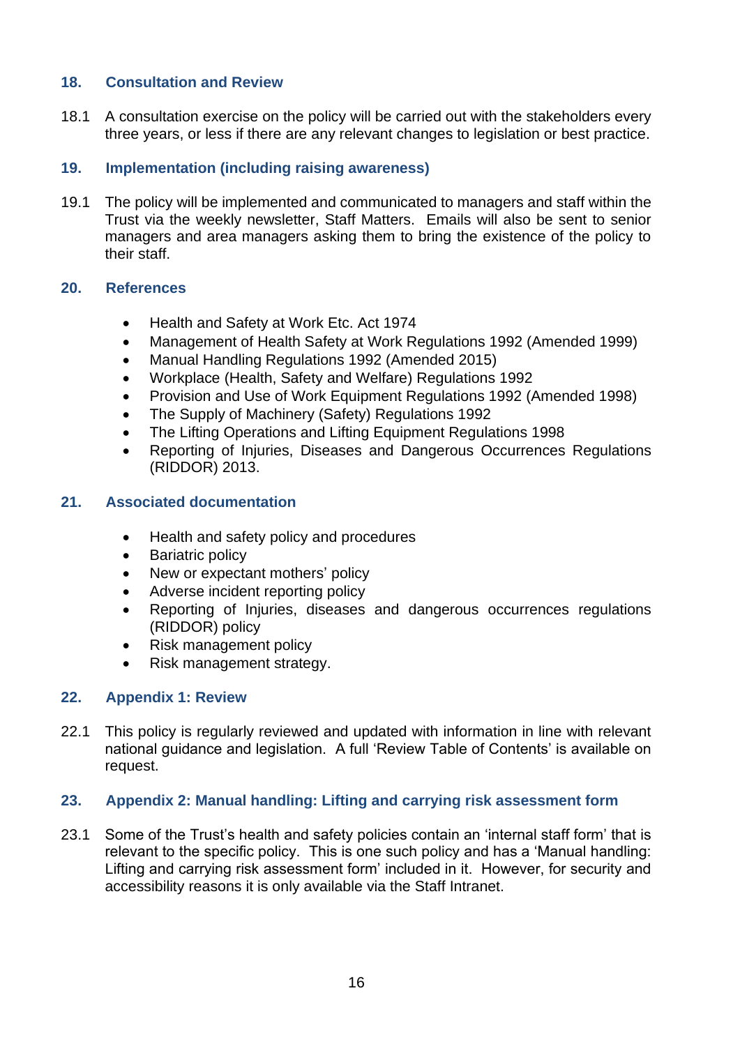## 18. Consultation and Review

18.1 A consultation exercise on the policy will be carried out with the stakeholders every three years, or less if there are any relevant changes to legislation or best practice.

## 19. Implementation (including raising awareness)

19.1 The policy will be implemented and communicated to managers and staff within the Trust via the weekly newsletter, Staff Matters. Emails will also be sent to senior managers and area managers asking them to bring the existence of the policy to their staff.

## 20. References

- Health and Safety at Work Etc. Act 1974
- Management of Health Safety at Work Regulations 1992 (Amended 1999)
- Manual Handling Regulations 1992 (Amended 2015)
- Workplace (Health, Safety and Welfare) Regulations 1992
- Provision and Use of Work Equipment Regulations 1992 (Amended 1998)
- The Supply of Machinery (Safety) Regulations 1992
- The Lifting Operations and Lifting Equipment Regulations 1998
- Reporting of Injuries, Diseases and Dangerous Occurrences Regulations (RIDDOR) 2013.

## 21. Associated documentation

- Health and safety policy and procedures
- Bariatric policy
- New or expectant mothers' policy
- Adverse incident reporting policy
- Reporting of Injuries, diseases and dangerous occurrences regulations (RIDDOR) policy
- Risk management policy
- Risk management strategy.

## 22. Appendix 1: Review

22.1 This policy is regularly reviewed and updated with information in line with relevant national guidance and legislation. A full 'Review Table of Contents' is available on request.

## 23. Appendix 2: Manual handling: Lifting and carrying risk assessment form

23.1 Some of the Trust's health and safety policies contain an 'internal staff form' that is relevant to the specific policy. This is one such policy and has a 'Manual handling: Lifting and carrying risk assessment form' included in it. However, for security and accessibility reasons it is only available via the Staff Intranet.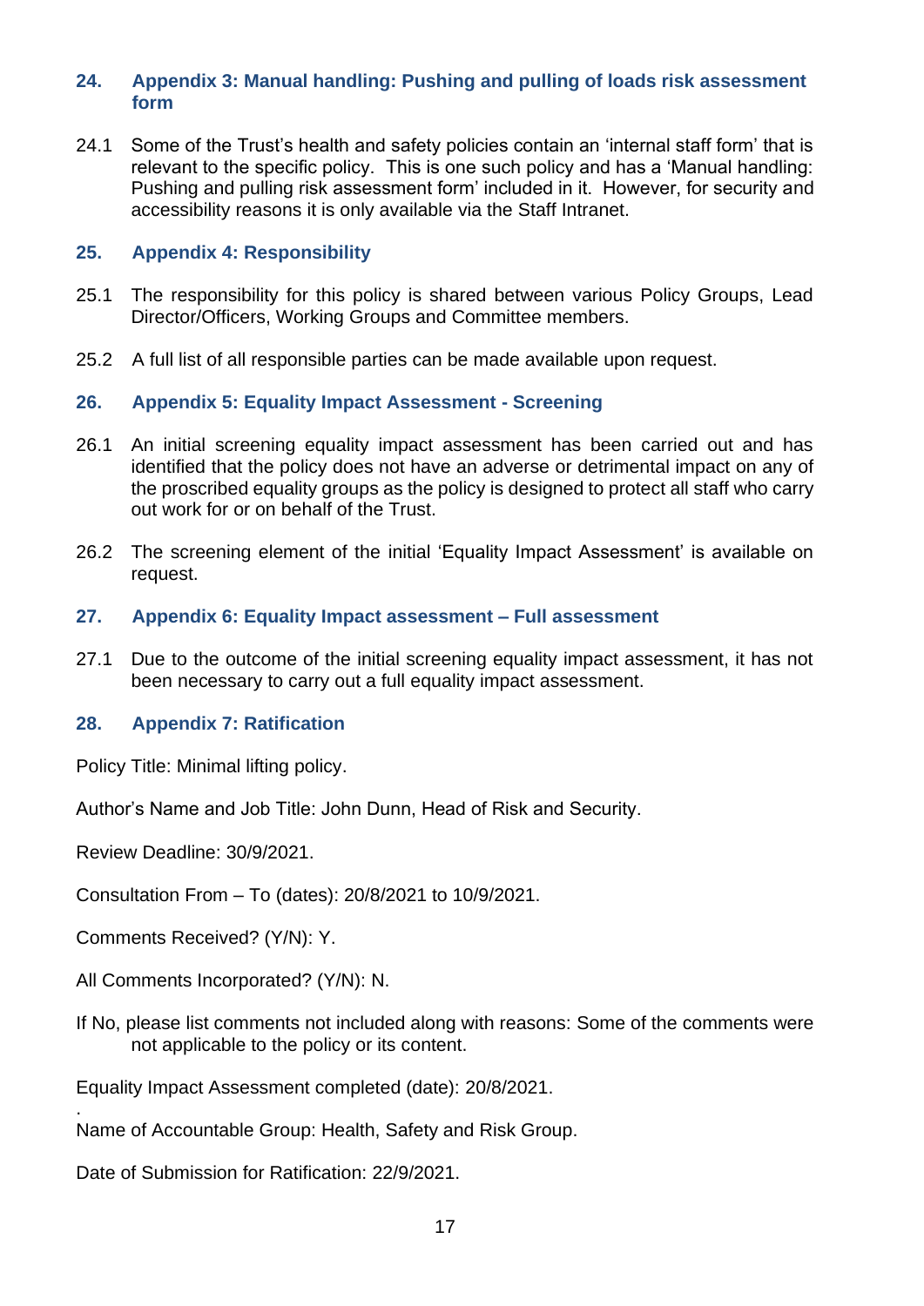## 24. Appendix 3: Manual handling: Pushing and pulling of loads risk assessment form

24.1 Some of the Trust's health and safety policies contain an 'internal staff form' that is relevant to the specific policy. This is one such policy and has a 'Manual handling: Pushing and pulling risk assessment form' included in it. However, for security and accessibility reasons it is only available via the Staff Intranet.

## 25. Appendix 4: Responsibility

25.1 The responsibility for this policy is shared between various Policy Groups, Lead Director/Officers, Working Groups and Committee members.

25.2 A full list of all responsible parties can be made available upon request.

## 26. Appendix 5: Equality Impact Assessment - Screening

26.1 An initial screening equality impact assessment has been carried out and has identified that the policy does not have an adverse or detrimental impact on any of the proscribed equality groups as the policy is designed to protect all staff who carry out work for or on behalf of the Trust.

26.2 The screening element of the initial 'Equality Impact Assessment' is available on request.

## 27. Appendix 6: Equality Impact assessment – Full assessment

27.1 Due to the outcome of the initial screening equality impact assessment, it has not been necessary to carry out a full equality impact assessment.

## 28. Appendix 7: Ratification

Policy Title: Minimal lifting policy.

Author's Name and Job Title: John Dunn, Head of Risk and Security.

Review Deadline: 30/9/2021.

Consultation From – To (dates): 20/8/2021 to 10/9/2021.

Comments Received? (Y/N): Y.

All Comments Incorporated? (Y/N): N.

If No, please list comments not included along with reasons: Some of the comments were not applicable to the policy or its content.

Equality Impact Assessment completed (date): 20/8/2021.

Name of Accountable Group: Health, Safety and Risk Group.

Date of Submission for Ratification: 22/9/2021.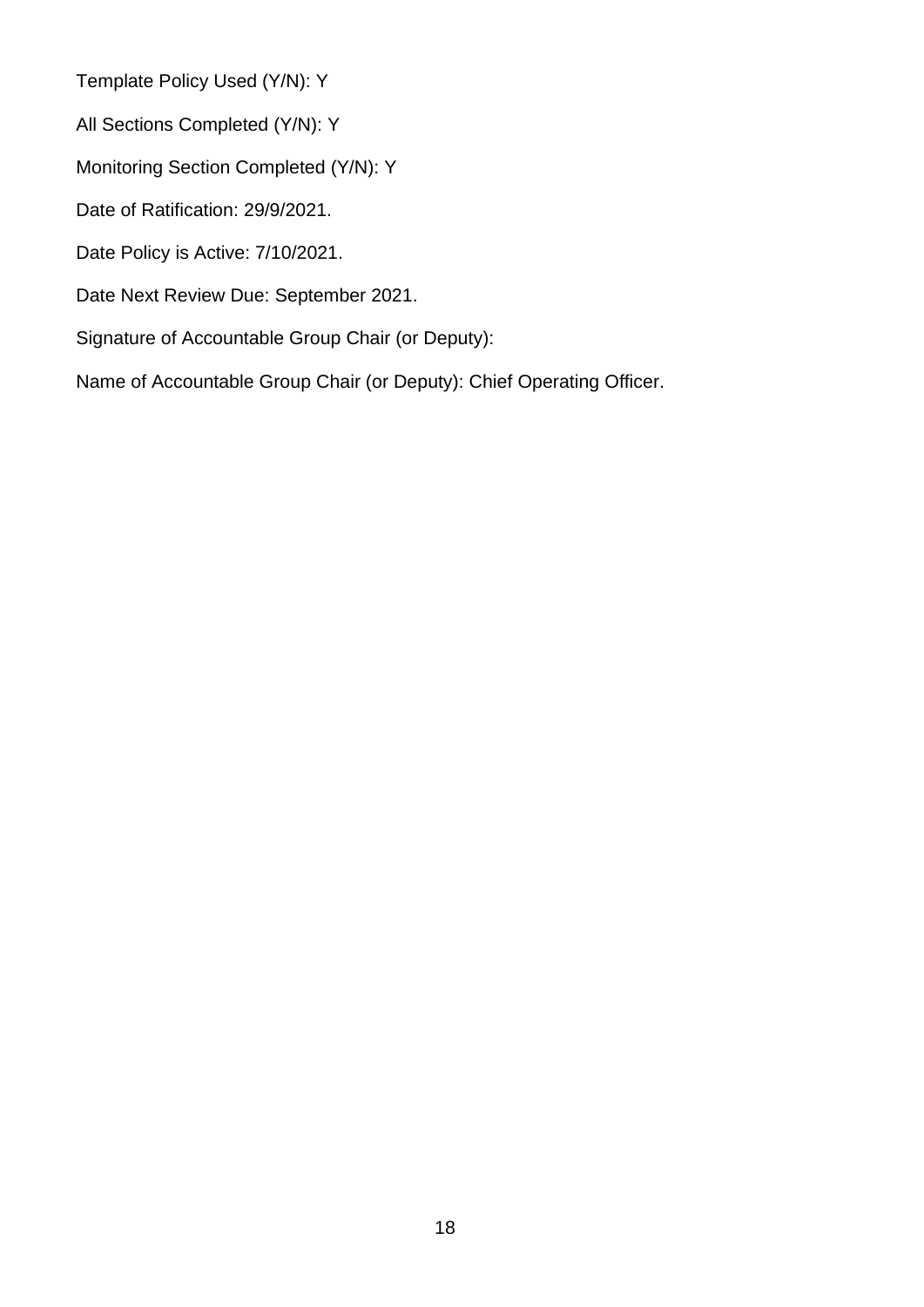Template Policy Used (Y/N): Y

All Sections Completed (Y/N): Y

Monitoring Section Completed (Y/N): Y

Date of Ratification: 29/9/2021.

Date Policy is Active: 7/10/2021.

Date Next Review Due: September 2021.

Signature of Accountable Group Chair (or Deputy):

Name of Accountable Group Chair (or Deputy): Chief Operating Officer.